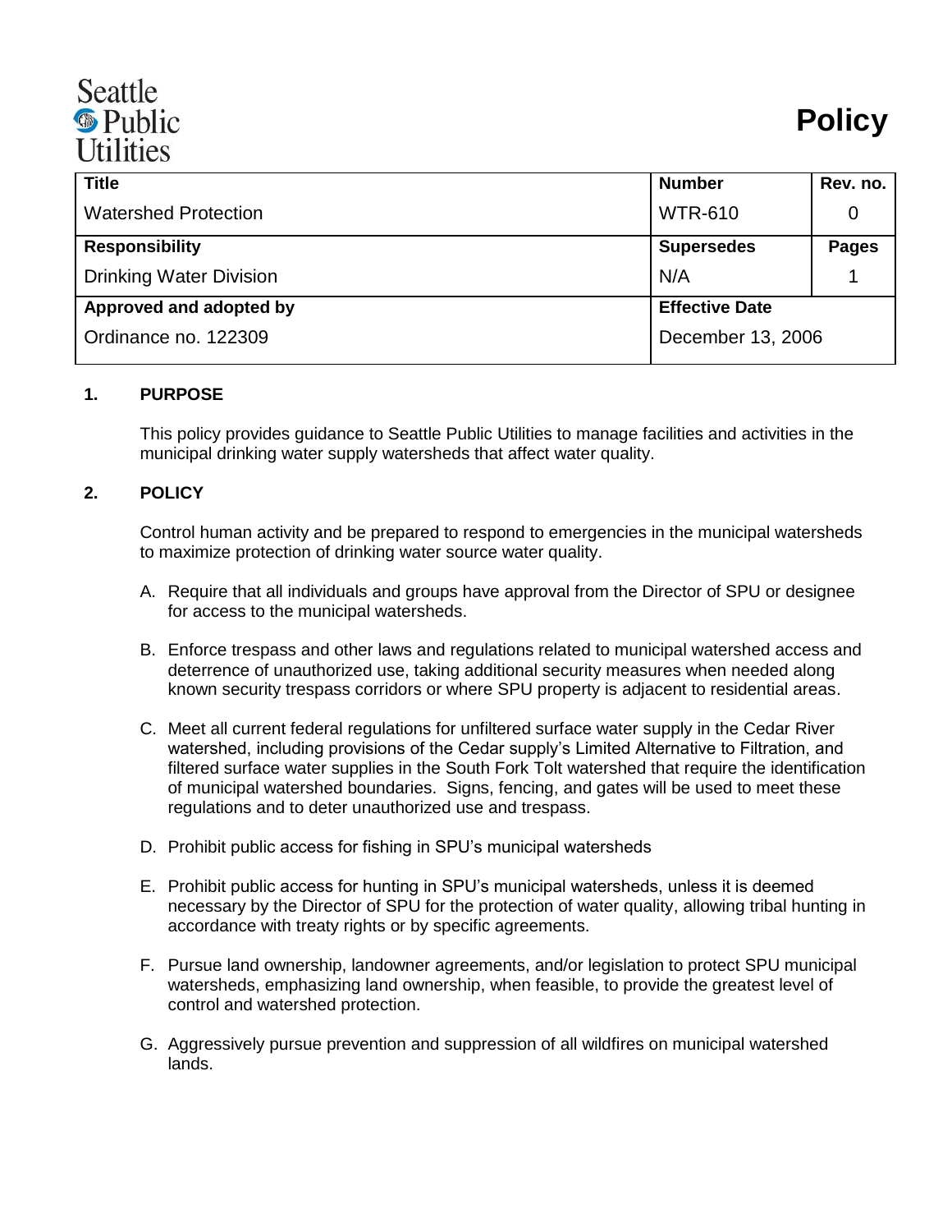Seattle Public Utilities

# Policy

| Title | Number | Rev. no. |
| --- | --- | --- |
| Watershed Protection | WTR-610 | 0 |
| **Responsibility** | **Supersedes** | **Pages** |
| Drinking Water Division | N/A | 1 |
| **Approved and adopted by** | **Effective Date** | |
| Ordinance no. 122309 | December 13, 2006 | |

## 1. PURPOSE

This policy provides guidance to Seattle Public Utilities to manage facilities and activities in the municipal drinking water supply watersheds that affect water quality.

## 2. POLICY

Control human activity and be prepared to respond to emergencies in the municipal watersheds to maximize protection of drinking water source water quality.

A. Require that all individuals and groups have approval from the Director of SPU or designee for access to the municipal watersheds.

B. Enforce trespass and other laws and regulations related to municipal watershed access and deterrence of unauthorized use, taking additional security measures when needed along known security trespass corridors or where SPU property is adjacent to residential areas.

C. Meet all current federal regulations for unfiltered surface water supply in the Cedar River watershed, including provisions of the Cedar supply's Limited Alternative to Filtration, and filtered surface water supplies in the South Fork Tolt watershed that require the identification of municipal watershed boundaries. Signs, fencing, and gates will be used to meet these regulations and to deter unauthorized use and trespass.

D. Prohibit public access for fishing in SPU's municipal watersheds

E. Prohibit public access for hunting in SPU's municipal watersheds, unless it is deemed necessary by the Director of SPU for the protection of water quality, allowing tribal hunting in accordance with treaty rights or by specific agreements.

F. Pursue land ownership, landowner agreements, and/or legislation to protect SPU municipal watersheds, emphasizing land ownership, when feasible, to provide the greatest level of control and watershed protection.

G. Aggressively pursue prevention and suppression of all wildfires on municipal watershed lands.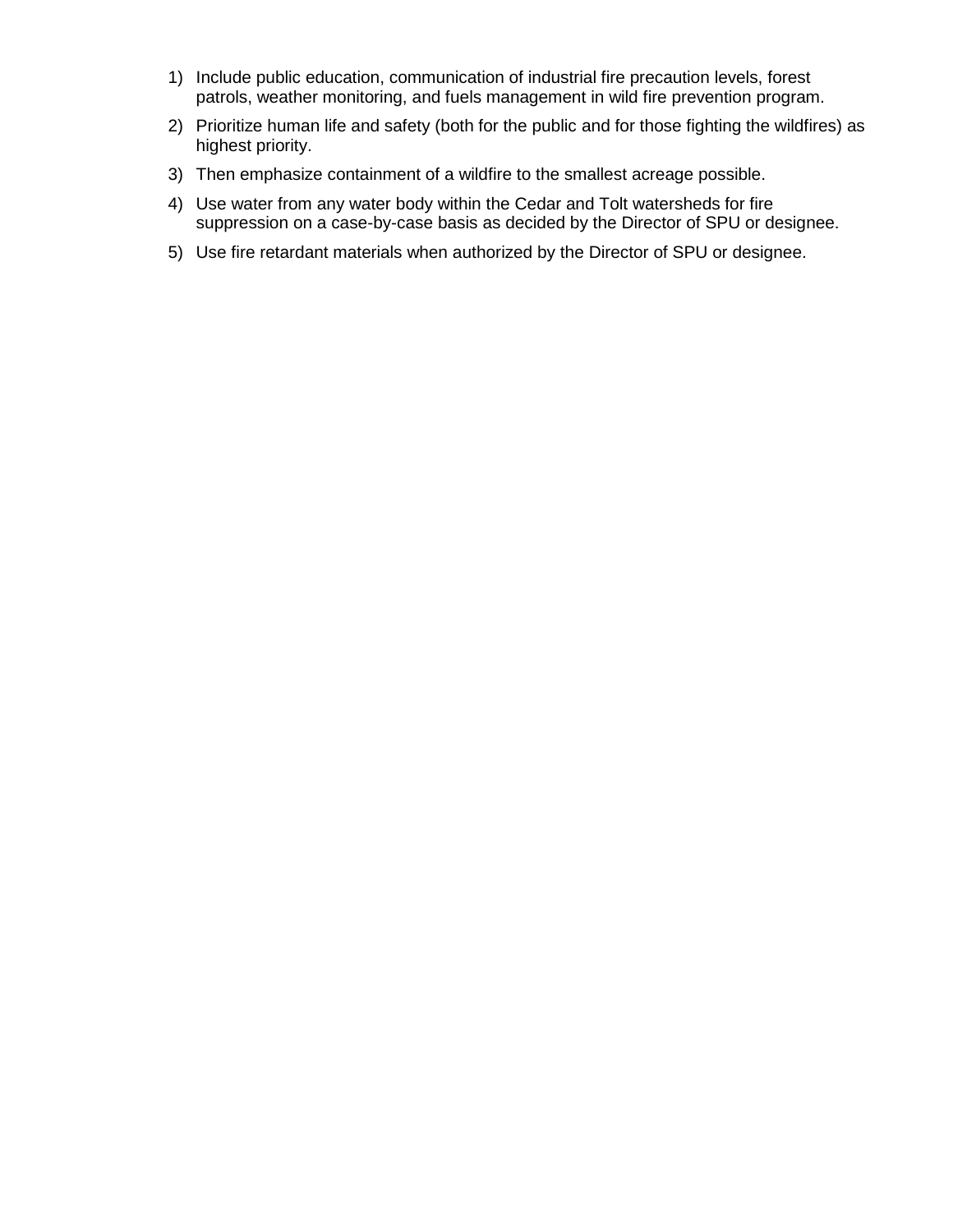1) Include public education, communication of industrial fire precaution levels, forest patrols, weather monitoring, and fuels management in wild fire prevention program.
2) Prioritize human life and safety (both for the public and for those fighting the wildfires) as highest priority.
3) Then emphasize containment of a wildfire to the smallest acreage possible.
4) Use water from any water body within the Cedar and Tolt watersheds for fire suppression on a case-by-case basis as decided by the Director of SPU or designee.
5) Use fire retardant materials when authorized by the Director of SPU or designee.